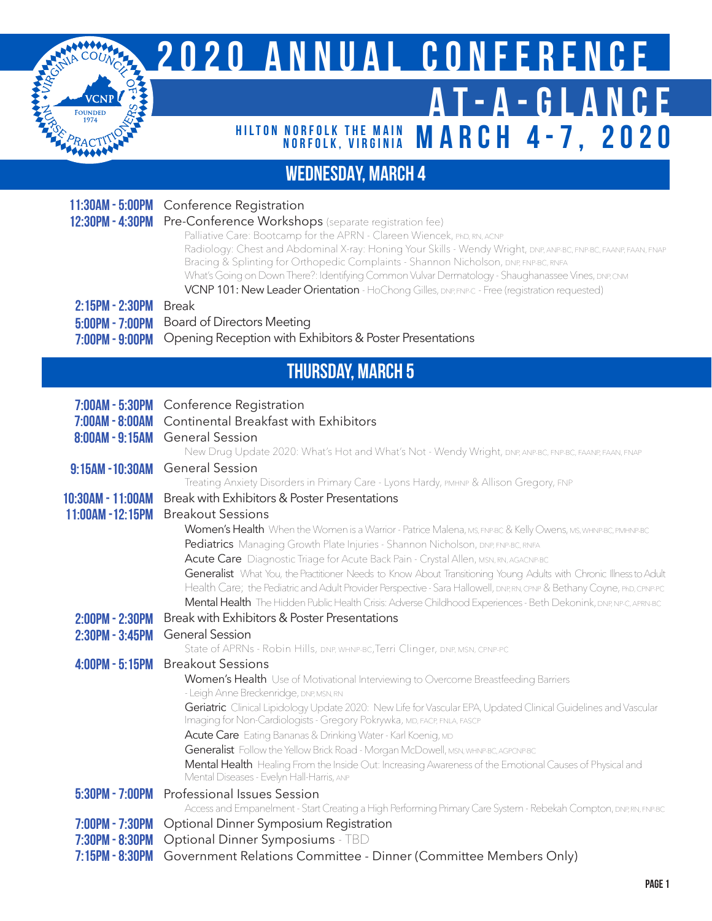# 2020 ANNUAL CONFERENCE AT-A-GLANCE

HILTON NORFOLK THE MAIN
NORFOLK, VIRGINIA

**MARCH 4-7, 2020**

VCNP – Virginia Council of Nurse Practitioners – Founded 1974

## WEDNESDAY, MARCH 4

**11:30AM - 5:00PM** Conference Registration

**12:30PM - 4:30PM** Pre-Conference Workshops (separate registration fee)

- Palliative Care: Bootcamp for the APRN - Clareen Wiencek, PhD, RN, ACNP
- Radiology: Chest and Abdominal X-ray: Honing Your Skills - Wendy Wright, DNP, ANP-BC, FNP-BC, FAANP, FAAN, FNAP
- Bracing & Splinting for Orthopedic Complaints - Shannon Nicholson, DNP, FNP-BC, RNFA
- What's Going on Down There?: Identifying Common Vulvar Dermatology - Shaughanassee Vines, DNP, CNM
- VCNP 101: New Leader Orientation - HoChong Gilles, DNP, FNP-C - Free (registration requested)

**2:15PM - 2:30PM** Break

**5:00PM - 7:00PM** Board of Directors Meeting

**7:00PM - 9:00PM** Opening Reception with Exhibitors & Poster Presentations

## THURSDAY, MARCH 5

**7:00AM - 5:30PM** Conference Registration

**7:00AM - 8:00AM** Continental Breakfast with Exhibitors

**8:00AM - 9:15AM** General Session

New Drug Update 2020: What's Hot and What's Not - Wendy Wright, DNP, ANP-BC, FNP-BC, FAANP, FAAN, FNAP

**9:15AM - 10:30AM** General Session

Treating Anxiety Disorders in Primary Care - Lyons Hardy, PMHNP & Allison Gregory, FNP

**10:30AM - 11:00AM** Break with Exhibitors & Poster Presentations

**11:00AM - 12:15PM** Breakout Sessions

- **Women's Health** When the Women is a Warrior - Patrice Malena, MS, FNP-BC & Kelly Owens, MS, WHNP-BC, PMHNP-BC
- **Pediatrics** Managing Growth Plate Injuries - Shannon Nicholson, DNP, FNP-BC, RNFA
- **Acute Care** Diagnostic Triage for Acute Back Pain - Crystal Allen, MSN, RN, AGACNP-BC
- **Generalist** What You, the Practitioner Needs to Know About Transitioning Young Adults with Chronic Illness to Adult Health Care; the Pediatric and Adult Provider Perspective - Sara Hallowell, DNP, RN, CPNP & Bethany Coyne, PhD, CPNP-PC
- **Mental Health** The Hidden Public Health Crisis: Adverse Childhood Experiences - Beth Dekonink, DNP, NP-C, APRN-BC

**2:00PM - 2:30PM** Break with Exhibitors & Poster Presentations

**2:30PM - 3:45PM** General Session

State of APRNs - Robin Hills, DNP, WHNP-BC, Terri Clinger, DNP, MSN, CPNP-PC

**4:00PM - 5:15PM** Breakout Sessions

- **Women's Health** Use of Motivational Interviewing to Overcome Breastfeeding Barriers - Leigh Anne Breckenridge, DNP, MSN, RN
- **Geriatric** Clinical Lipidology Update 2020: New Life for Vascular EPA, Updated Clinical Guidelines and Vascular Imaging for Non-Cardiologists - Gregory Pokrywka, MD, FACP, FNLA, FASCP
- **Acute Care** Eating Bananas & Drinking Water - Karl Koenig, MD
- **Generalist** Follow the Yellow Brick Road - Morgan McDowell, MSN, WHNP-BC, AGPCNP-BC
- **Mental Health** Healing From the Inside Out: Increasing Awareness of the Emotional Causes of Physical and Mental Diseases - Evelyn Hall-Harris, ANP

**5:30PM - 7:00PM** Professional Issues Session

Access and Empanelment - Start Creating a High Performing Primary Care System - Rebekah Compton, DNP, RN, FNP-BC

**7:00PM - 7:30PM** Optional Dinner Symposium Registration

**7:30PM - 8:30PM** Optional Dinner Symposiums - TBD

**7:15PM - 8:30PM** Government Relations Committee - Dinner (Committee Members Only)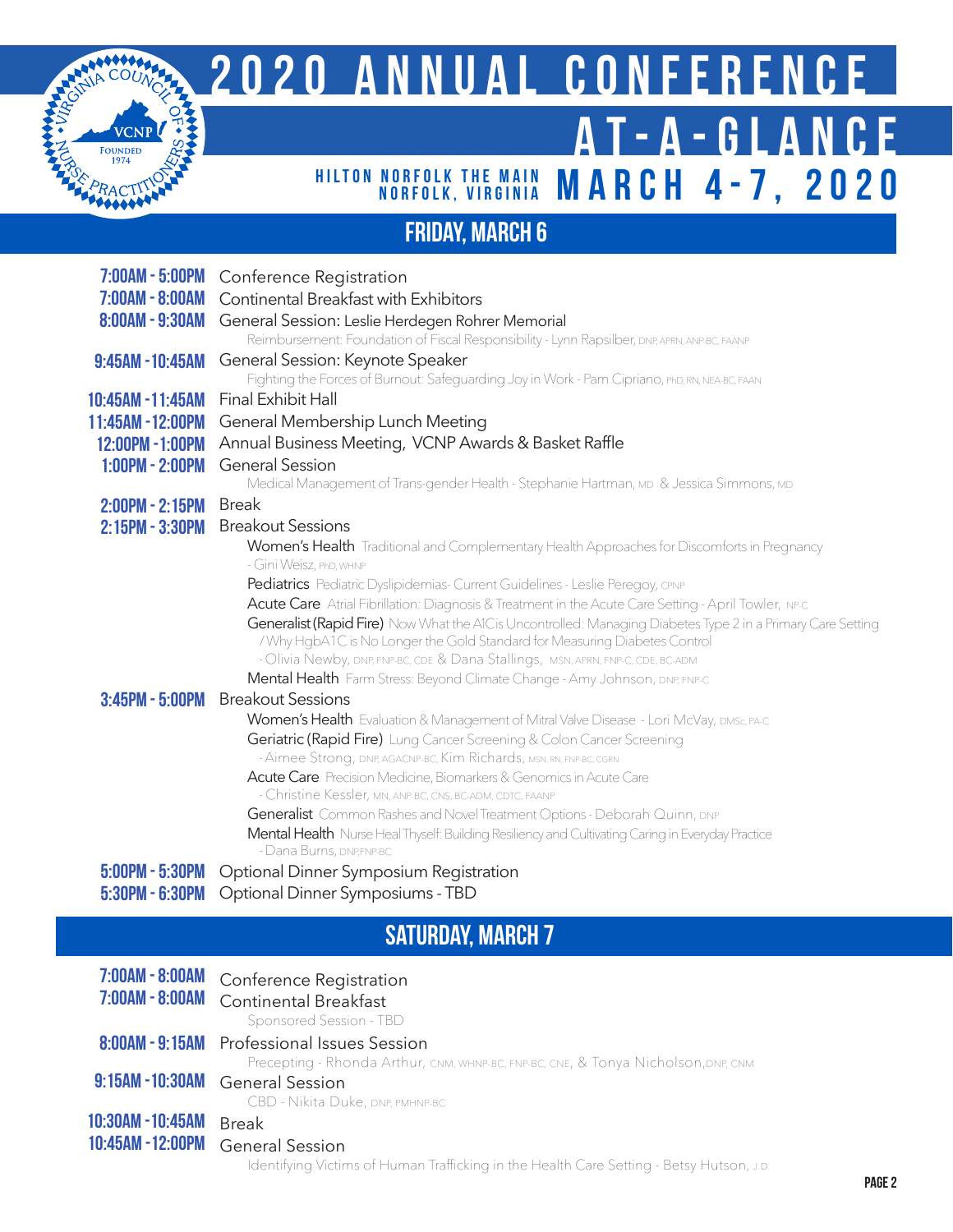# 2020 ANNUAL CONFERENCE AT-A-GLANCE

HILTON NORFOLK THE MAIN
NORFOLK, VIRGINIA

**MARCH 4-7, 2020**

## FRIDAY, MARCH 6

**7:00AM - 5:00PM** Conference Registration

**7:00AM - 8:00AM** Continental Breakfast with Exhibitors

**8:00AM - 9:30AM** General Session: Leslie Herdegen Rohrer Memorial
Reimbursement: Foundation of Fiscal Responsibility - Lynn Rapsilber, DNP, APRN, ANP-BC, FAANP

**9:45AM -10:45AM** General Session: Keynote Speaker
Fighting the Forces of Burnout: Safeguarding Joy in Work - Pam Cipriano, PhD, RN, NEA-BC, FAAN

**10:45AM -11:45AM** Final Exhibit Hall

**11:45AM -12:00PM** General Membership Lunch Meeting

**12:00PM -1:00PM** Annual Business Meeting, VCNP Awards & Basket Raffle

**1:00PM - 2:00PM** General Session
Medical Management of Trans-gender Health - Stephanie Hartman, MD & Jessica Simmons, MD

**2:00PM - 2:15PM** Break

**2:15PM - 3:30PM** Breakout Sessions
- **Women's Health** Traditional and Complementary Health Approaches for Discomforts in Pregnancy - Gini Weisz, PhD, WHNP
- **Pediatrics** Pediatric Dyslipidemias- Current Guidelines - Leslie Peregoy, CPNP
- **Acute Care** Atrial Fibrillation: Diagnosis & Treatment in the Acute Care Setting - April Towler, NP-C
- **Generalist (Rapid Fire)** Now What the A1Cis Uncontrolled: Managing Diabetes Type 2 in a Primary Care Setting / Why HgbA1C is No Longer the Gold Standard for Measuring Diabetes Control - Olivia Newby, DNP, FNP-BC, CDE & Dana Stallings, MSN, APRN, FNP-C, CDE, BC-ADM
- **Mental Health** Farm Stress: Beyond Climate Change - Amy Johnson, DNP, FNP-C

**3:45PM - 5:00PM** Breakout Sessions
- **Women's Health** Evaluation & Management of Mitral Valve Disease - Lori McVay, DMSc, PA-C
- **Geriatric (Rapid Fire)** Lung Cancer Screening & Colon Cancer Screening - Aimee Strong, DNP, AGACNP-BC, Kim Richards, MSN, RN, FNP-BC, CGRN
- **Acute Care** Precision Medicine, Biomarkers & Genomics in Acute Care - Christine Kessler, MN, ANP-BC, CNS, BC-ADM, CDTC, FAANP
- **Generalist** Common Rashes and Novel Treatment Options - Deborah Quinn, DNP
- **Mental Health** Nurse Heal Thyself: Building Resiliency and Cultivating Caring in Everyday Practice - Dana Burns, DNP,FNP-BC

**5:00PM - 5:30PM** Optional Dinner Symposium Registration

**5:30PM - 6:30PM** Optional Dinner Symposiums - TBD

## SATURDAY, MARCH 7

**7:00AM - 8:00AM** Conference Registration

**7:00AM - 8:00AM** Continental Breakfast
Sponsored Session - TBD

**8:00AM - 9:15AM** Professional Issues Session
Precepting - Rhonda Arthur, CNM, WHNP-BC, FNP-BC, CNE, & Tonya Nicholson,DNP, CNM

**9:15AM -10:30AM** General Session
CBD - Nikita Duke, DNP, PMHNP-BC

**10:30AM -10:45AM** Break

**10:45AM -12:00PM** General Session
Identifying Victims of Human Trafficking in the Health Care Setting - Betsy Hutson, J.D.